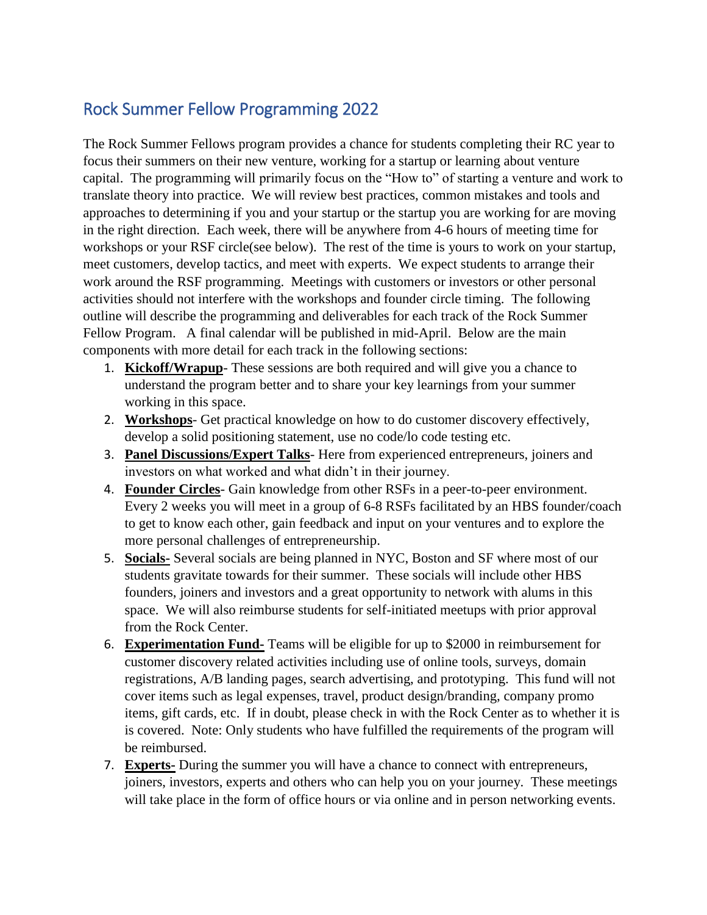## Rock Summer Fellow Programming 2022

The Rock Summer Fellows program provides a chance for students completing their RC year to focus their summers on their new venture, working for a startup or learning about venture capital. The programming will primarily focus on the "How to" of starting a venture and work to translate theory into practice. We will review best practices, common mistakes and tools and approaches to determining if you and your startup or the startup you are working for are moving in the right direction. Each week, there will be anywhere from 4-6 hours of meeting time for workshops or your RSF circle(see below). The rest of the time is yours to work on your startup, meet customers, develop tactics, and meet with experts. We expect students to arrange their work around the RSF programming. Meetings with customers or investors or other personal activities should not interfere with the workshops and founder circle timing. The following outline will describe the programming and deliverables for each track of the Rock Summer Fellow Program. A final calendar will be published in mid-April. Below are the main components with more detail for each track in the following sections:

1. **Kickoff/Wrapup**- These sessions are both required and will give you a chance to understand the program better and to share your key learnings from your summer working in this space.
2. **Workshops**- Get practical knowledge on how to do customer discovery effectively, develop a solid positioning statement, use no code/lo code testing etc.
3. **Panel Discussions/Expert Talks**- Here from experienced entrepreneurs, joiners and investors on what worked and what didn't in their journey.
4. **Founder Circles**- Gain knowledge from other RSFs in a peer-to-peer environment. Every 2 weeks you will meet in a group of 6-8 RSFs facilitated by an HBS founder/coach to get to know each other, gain feedback and input on your ventures and to explore the more personal challenges of entrepreneurship.
5. **Socials-** Several socials are being planned in NYC, Boston and SF where most of our students gravitate towards for their summer. These socials will include other HBS founders, joiners and investors and a great opportunity to network with alums in this space. We will also reimburse students for self-initiated meetups with prior approval from the Rock Center.
6. **Experimentation Fund-** Teams will be eligible for up to $2000 in reimbursement for customer discovery related activities including use of online tools, surveys, domain registrations, A/B landing pages, search advertising, and prototyping. This fund will not cover items such as legal expenses, travel, product design/branding, company promo items, gift cards, etc. If in doubt, please check in with the Rock Center as to whether it is is covered. Note: Only students who have fulfilled the requirements of the program will be reimbursed.
7. **Experts-** During the summer you will have a chance to connect with entrepreneurs, joiners, investors, experts and others who can help you on your journey. These meetings will take place in the form of office hours or via online and in person networking events.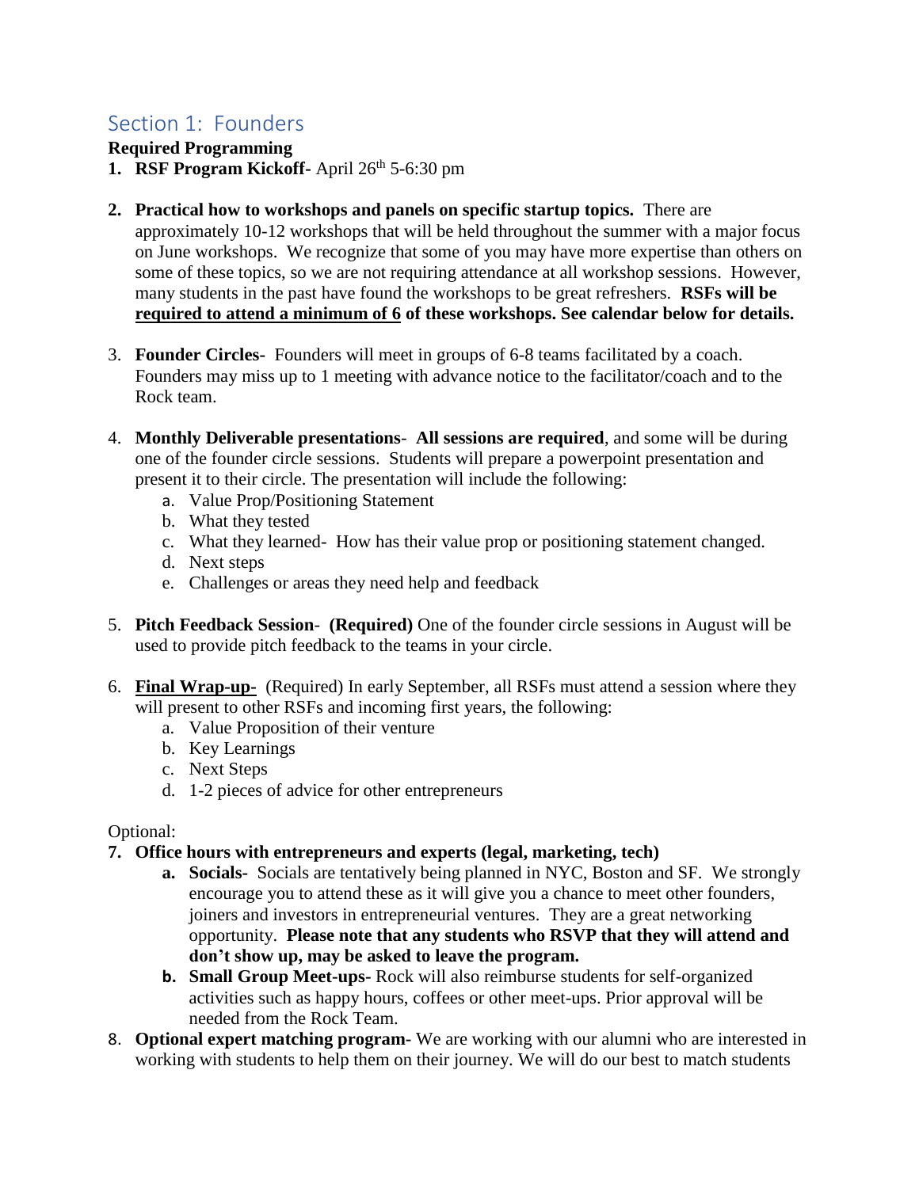## Section 1: Founders

**Required Programming**

1. **RSF Program Kickoff**- April 26th 5-6:30 pm

2. **Practical how to workshops and panels on specific startup topics.** There are approximately 10-12 workshops that will be held throughout the summer with a major focus on June workshops. We recognize that some of you may have more expertise than others on some of these topics, so we are not requiring attendance at all workshop sessions. However, many students in the past have found the workshops to be great refreshers. **RSFs will be <u>required to attend a minimum of 6</u> of these workshops. See calendar below for details.**

3. **Founder Circles-** Founders will meet in groups of 6-8 teams facilitated by a coach. Founders may miss up to 1 meeting with advance notice to the facilitator/coach and to the Rock team.

4. **Monthly Deliverable presentations**- **All sessions are required**, and some will be during one of the founder circle sessions. Students will prepare a powerpoint presentation and present it to their circle. The presentation will include the following:
   a. Value Prop/Positioning Statement
   b. What they tested
   c. What they learned- How has their value prop or positioning statement changed.
   d. Next steps
   e. Challenges or areas they need help and feedback

5. **Pitch Feedback Session**- **(Required)** One of the founder circle sessions in August will be used to provide pitch feedback to the teams in your circle.

6. **<u>Final Wrap-up-</u>** (Required) In early September, all RSFs must attend a session where they will present to other RSFs and incoming first years, the following:
   a. Value Proposition of their venture
   b. Key Learnings
   c. Next Steps
   d. 1-2 pieces of advice for other entrepreneurs

Optional:

7. **Office hours with entrepreneurs and experts (legal, marketing, tech)**
   a. **Socials-** Socials are tentatively being planned in NYC, Boston and SF. We strongly encourage you to attend these as it will give you a chance to meet other founders, joiners and investors in entrepreneurial ventures. They are a great networking opportunity. **Please note that any students who RSVP that they will attend and don't show up, may be asked to leave the program.**
   b. **Small Group Meet-ups-** Rock will also reimburse students for self-organized activities such as happy hours, coffees or other meet-ups. Prior approval will be needed from the Rock Team.

8. **Optional expert matching program-** We are working with our alumni who are interested in working with students to help them on their journey. We will do our best to match students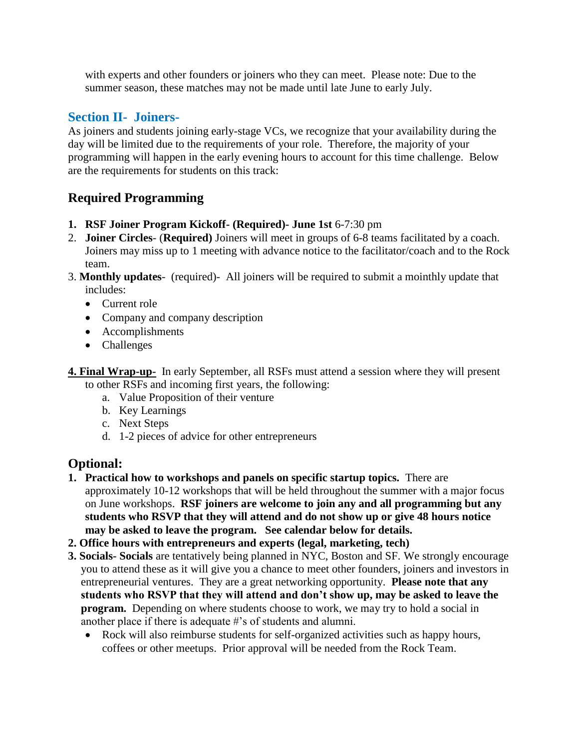with experts and other founders or joiners who they can meet. Please note: Due to the summer season, these matches may not be made until late June to early July.

## Section II- Joiners-

As joiners and students joining early-stage VCs, we recognize that your availability during the day will be limited due to the requirements of your role. Therefore, the majority of your programming will happen in the early evening hours to account for this time challenge. Below are the requirements for students on this track:

### Required Programming

1. **RSF Joiner Program Kickoff- (Required)- June 1st** 6-7:30 pm
2. **Joiner Circles**- (**Required)** Joiners will meet in groups of 6-8 teams facilitated by a coach. Joiners may miss up to 1 meeting with advance notice to the facilitator/coach and to the Rock team.
3. **Monthly updates**- (required)- All joiners will be required to submit a mointhly update that includes:
   - Current role
   - Company and company description
   - Accomplishments
   - Challenges

**4. Final Wrap-up-** In early September, all RSFs must attend a session where they will present to other RSFs and incoming first years, the following:

a. Value Proposition of their venture
b. Key Learnings
c. Next Steps
d. 1-2 pieces of advice for other entrepreneurs

### Optional:

1. **Practical how to workshops and panels on specific startup topics.** There are approximately 10-12 workshops that will be held throughout the summer with a major focus on June workshops. **RSF joiners are welcome to join any and all programming but any students who RSVP that they will attend and do not show up or give 48 hours notice may be asked to leave the program. See calendar below for details.**
2. **Office hours with entrepreneurs and experts (legal, marketing, tech)**
3. **Socials- Socials** are tentatively being planned in NYC, Boston and SF. We strongly encourage you to attend these as it will give you a chance to meet other founders, joiners and investors in entrepreneurial ventures. They are a great networking opportunity. **Please note that any students who RSVP that they will attend and don't show up, may be asked to leave the program.** Depending on where students choose to work, we may try to hold a social in another place if there is adequate #'s of students and alumni.
   - Rock will also reimburse students for self-organized activities such as happy hours, coffees or other meetups. Prior approval will be needed from the Rock Team.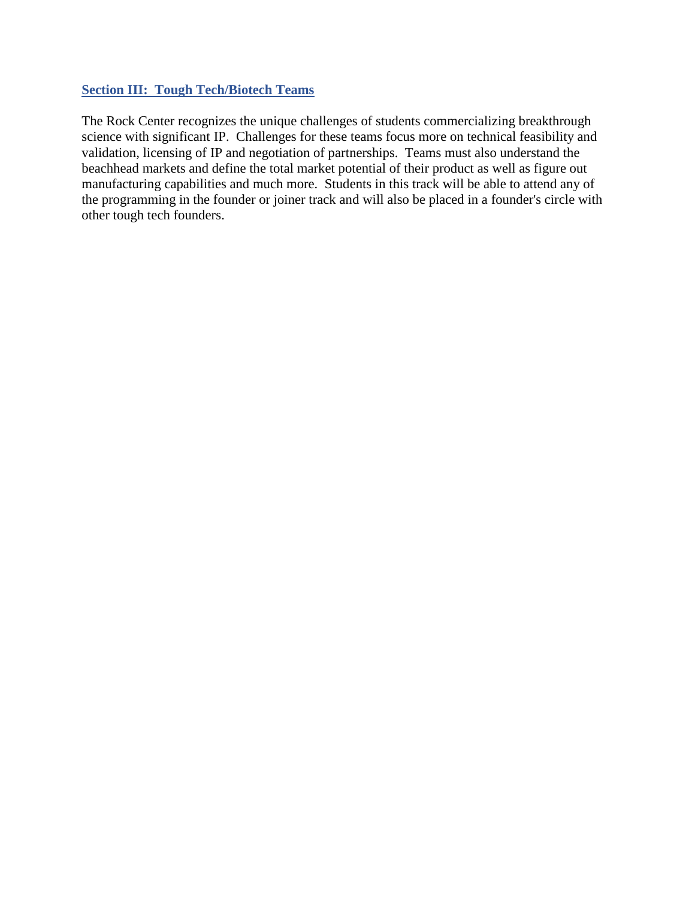## Section III: Tough Tech/Biotech Teams

The Rock Center recognizes the unique challenges of students commercializing breakthrough science with significant IP. Challenges for these teams focus more on technical feasibility and validation, licensing of IP and negotiation of partnerships. Teams must also understand the beachhead markets and define the total market potential of their product as well as figure out manufacturing capabilities and much more. Students in this track will be able to attend any of the programming in the founder or joiner track and will also be placed in a founder's circle with other tough tech founders.